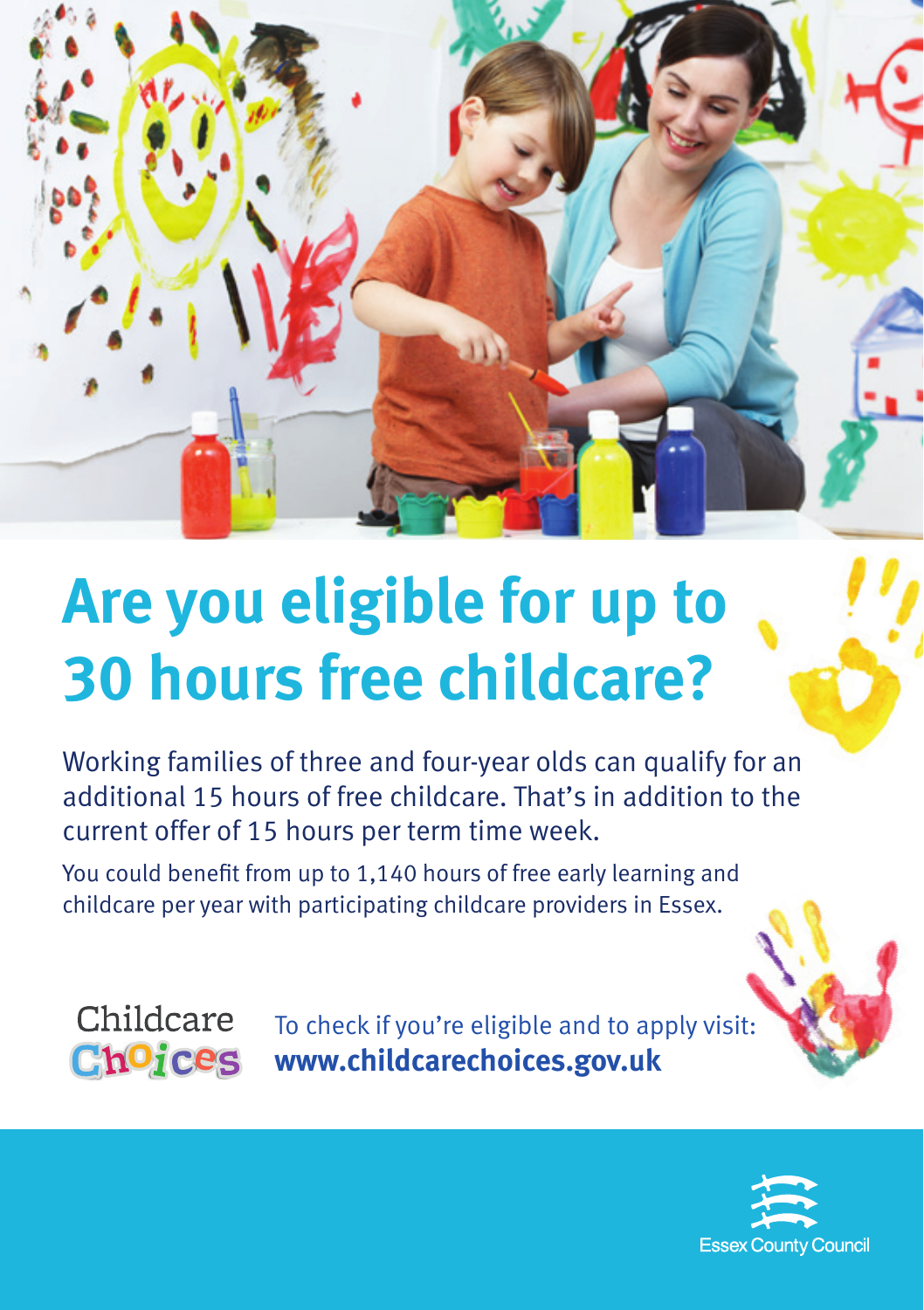# Are you eligible for up to 30 hours free childcare?

Working families of three and four-year olds can qualify for an additional 15 hours of free childcare. That's in addition to the current offer of 15 hours per term time week.

You could benefit from up to 1,140 hours of free early learning and childcare per year with participating childcare providers in Essex.

Childcare Choices

To check if you're eligible and to apply visit:
**www.childcarechoices.gov.uk**

Essex County Council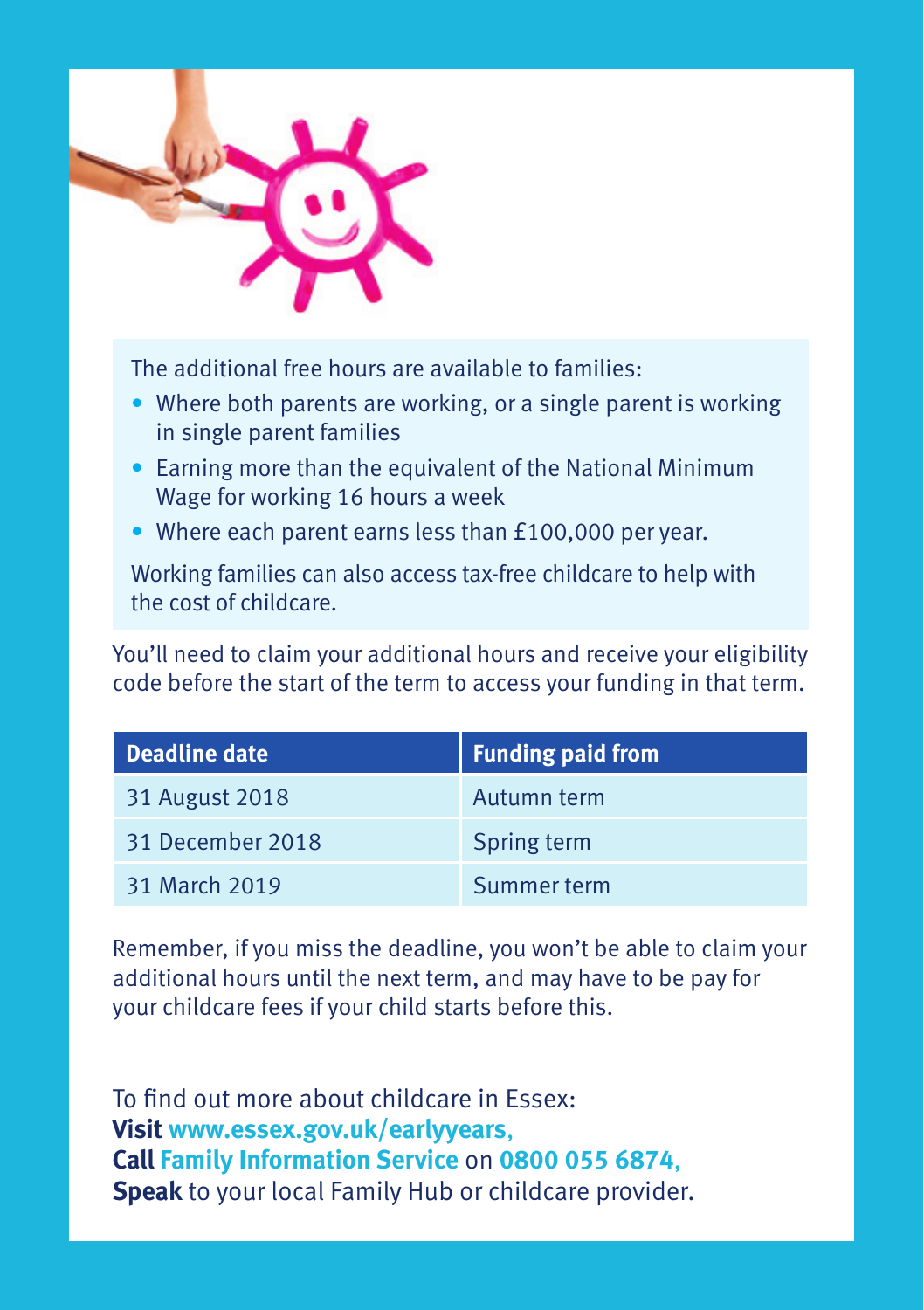The additional free hours are available to families:

- Where both parents are working, or a single parent is working in single parent families
- Earning more than the equivalent of the National Minimum Wage for working 16 hours a week
- Where each parent earns less than £100,000 per year.

Working families can also access tax-free childcare to help with the cost of childcare.

You'll need to claim your additional hours and receive your eligibility code before the start of the term to access your funding in that term.

| Deadline date | Funding paid from |
|---|---|
| 31 August 2018 | Autumn term |
| 31 December 2018 | Spring term |
| 31 March 2019 | Summer term |

Remember, if you miss the deadline, you won't be able to claim your additional hours until the next term, and may have to be pay for your childcare fees if your child starts before this.

To find out more about childcare in Essex:
**Visit** www.essex.gov.uk/earlyyears,
**Call** Family Information Service on 0800 055 6874,
**Speak** to your local Family Hub or childcare provider.